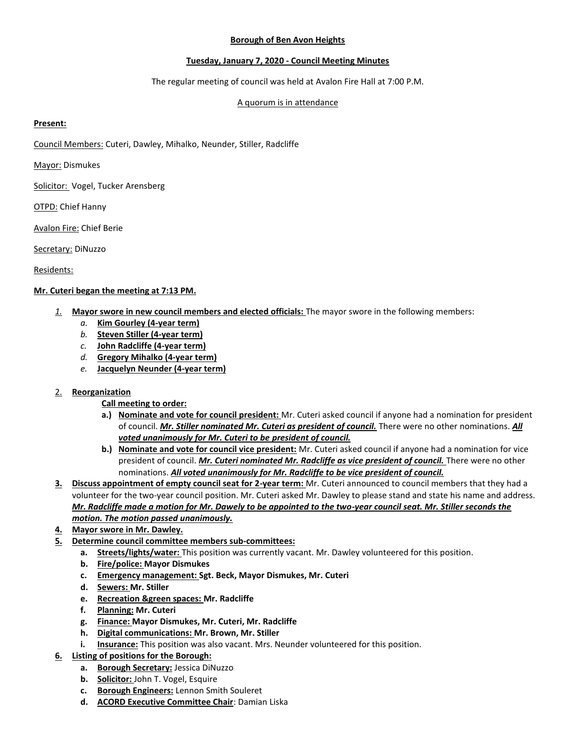**Borough of Ben Avon Heights**

**Tuesday, January 7, 2020 - Council Meeting Minutes**

The regular meeting of council was held at Avalon Fire Hall at 7:00 P.M.

A quorum is in attendance

**Present:**

Council Members: Cuteri, Dawley, Mihalko, Neunder, Stiller, Radcliffe

Mayor: Dismukes

Solicitor: Vogel, Tucker Arensberg

OTPD: Chief Hanny

Avalon Fire: Chief Berie

Secretary: DiNuzzo

Residents:

**Mr. Cuteri began the meeting at 7:13 PM.**

1. **Mayor swore in new council members and elected officials:** The mayor swore in the following members:
   a. **Kim Gourley (4-year term)**
   b. **Steven Stiller (4-year term)**
   c. **John Radcliffe (4-year term)**
   d. **Gregory Mihalko (4-year term)**
   e. **Jacquelyn Neunder (4-year term)**

2. **Reorganization**

   **Call meeting to order:**

   a.) **Nominate and vote for council president:** Mr. Cuteri asked council if anyone had a nomination for president of council. ***Mr. Stiller nominated Mr. Cuteri as president of council.*** There were no other nominations. ***All voted unanimously for Mr. Cuteri to be president of council.***

   b.) **Nominate and vote for council vice president:** Mr. Cuteri asked council if anyone had a nomination for vice president of council. ***Mr. Cuteri nominated Mr. Radcliffe as vice president of council.*** There were no other nominations. ***All voted unanimously for Mr. Radcliffe to be vice president of council.***

3. **Discuss appointment of empty council seat for 2-year term:** Mr. Cuteri announced to council members that they had a volunteer for the two-year council position. Mr. Cuteri asked Mr. Dawley to please stand and state his name and address. ***Mr. Radcliffe made a motion for Mr. Dawely to be appointed to the two-year council seat. Mr. Stiller seconds the motion. The motion passed unanimously.***

4. **Mayor swore in Mr. Dawley.**

5. **Determine council committee members sub-committees:**
   a. **Streets/lights/water:** This position was currently vacant. Mr. Dawley volunteered for this position.
   b. **Fire/police: Mayor Dismukes**
   c. **Emergency management: Sgt. Beck, Mayor Dismukes, Mr. Cuteri**
   d. **Sewers: Mr. Stiller**
   e. **Recreation &green spaces: Mr. Radcliffe**
   f. **Planning: Mr. Cuteri**
   g. **Finance: Mayor Dismukes, Mr. Cuteri, Mr. Radcliffe**
   h. **Digital communications: Mr. Brown, Mr. Stiller**
   i. **Insurance:** This position was also vacant. Mrs. Neunder volunteered for this position.

6. **Listing of positions for the Borough:**
   a. **Borough Secretary:** Jessica DiNuzzo
   b. **Solicitor:** John T. Vogel, Esquire
   c. **Borough Engineers:** Lennon Smith Souleret
   d. **ACORD Executive Committee Chair**: Damian Liska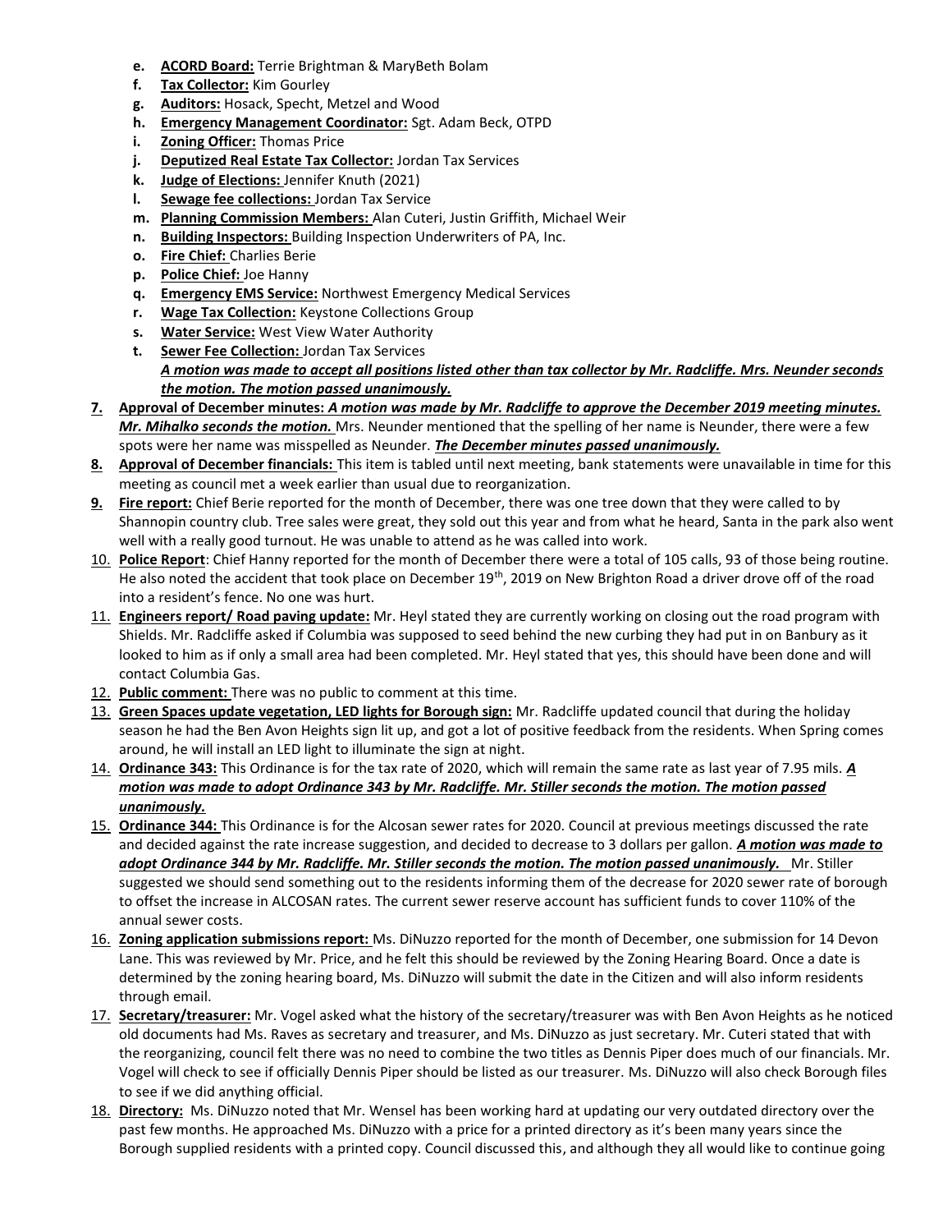e. **ACORD Board:** Terrie Brightman & MaryBeth Bolam
f. **Tax Collector:** Kim Gourley
g. **Auditors:** Hosack, Specht, Metzel and Wood
h. **Emergency Management Coordinator:** Sgt. Adam Beck, OTPD
i. **Zoning Officer:** Thomas Price
j. **Deputized Real Estate Tax Collector:** Jordan Tax Services
k. **Judge of Elections:** Jennifer Knuth (2021)
l. **Sewage fee collections:** Jordan Tax Service
m. **Planning Commission Members:** Alan Cuteri, Justin Griffith, Michael Weir
n. **Building Inspectors:** Building Inspection Underwriters of PA, Inc.
o. **Fire Chief:** Charlies Berie
p. **Police Chief:** Joe Hanny
q. **Emergency EMS Service:** Northwest Emergency Medical Services
r. **Wage Tax Collection:** Keystone Collections Group
s. **Water Service:** West View Water Authority
t. **Sewer Fee Collection:** Jordan Tax Services
***A motion was made to accept all positions listed other than tax collector by Mr. Radcliffe. Mrs. Neunder seconds the motion. The motion passed unanimously.***

7. **Approval of December minutes:** ***A motion was made by Mr. Radcliffe to approve the December 2019 meeting minutes. Mr. Mihalko seconds the motion.*** Mrs. Neunder mentioned that the spelling of her name is Neunder, there were a few spots were her name was misspelled as Neunder. ***The December minutes passed unanimously.***
8. **Approval of December financials:** This item is tabled until next meeting, bank statements were unavailable in time for this meeting as council met a week earlier than usual due to reorganization.
9. **Fire report:** Chief Berie reported for the month of December, there was one tree down that they were called to by Shannopin country club. Tree sales were great, they sold out this year and from what he heard, Santa in the park also went well with a really good turnout. He was unable to attend as he was called into work.
10. **Police Report**: Chief Hanny reported for the month of December there were a total of 105 calls, 93 of those being routine. He also noted the accident that took place on December 19th, 2019 on New Brighton Road a driver drove off of the road into a resident's fence. No one was hurt.
11. **Engineers report/ Road paving update:** Mr. Heyl stated they are currently working on closing out the road program with Shields. Mr. Radcliffe asked if Columbia was supposed to seed behind the new curbing they had put in on Banbury as it looked to him as if only a small area had been completed. Mr. Heyl stated that yes, this should have been done and will contact Columbia Gas.
12. **Public comment:** There was no public to comment at this time.
13. **Green Spaces update vegetation, LED lights for Borough sign:** Mr. Radcliffe updated council that during the holiday season he had the Ben Avon Heights sign lit up, and got a lot of positive feedback from the residents. When Spring comes around, he will install an LED light to illuminate the sign at night.
14. **Ordinance 343:** This Ordinance is for the tax rate of 2020, which will remain the same rate as last year of 7.95 mils. ***A motion was made to adopt Ordinance 343 by Mr. Radcliffe. Mr. Stiller seconds the motion. The motion passed unanimously.***
15. **Ordinance 344:** This Ordinance is for the Alcosan sewer rates for 2020. Council at previous meetings discussed the rate and decided against the rate increase suggestion, and decided to decrease to 3 dollars per gallon. ***A motion was made to adopt Ordinance 344 by Mr. Radcliffe. Mr. Stiller seconds the motion. The motion passed unanimously.*** Mr. Stiller suggested we should send something out to the residents informing them of the decrease for 2020 sewer rate of borough to offset the increase in ALCOSAN rates. The current sewer reserve account has sufficient funds to cover 110% of the annual sewer costs.
16. **Zoning application submissions report:** Ms. DiNuzzo reported for the month of December, one submission for 14 Devon Lane. This was reviewed by Mr. Price, and he felt this should be reviewed by the Zoning Hearing Board. Once a date is determined by the zoning hearing board, Ms. DiNuzzo will submit the date in the Citizen and will also inform residents through email.
17. **Secretary/treasurer:** Mr. Vogel asked what the history of the secretary/treasurer was with Ben Avon Heights as he noticed old documents had Ms. Raves as secretary and treasurer, and Ms. DiNuzzo as just secretary. Mr. Cuteri stated that with the reorganizing, council felt there was no need to combine the two titles as Dennis Piper does much of our financials. Mr. Vogel will check to see if officially Dennis Piper should be listed as our treasurer. Ms. DiNuzzo will also check Borough files to see if we did anything official.
18. **Directory:** Ms. DiNuzzo noted that Mr. Wensel has been working hard at updating our very outdated directory over the past few months. He approached Ms. DiNuzzo with a price for a printed directory as it's been many years since the Borough supplied residents with a printed copy. Council discussed this, and although they all would like to continue going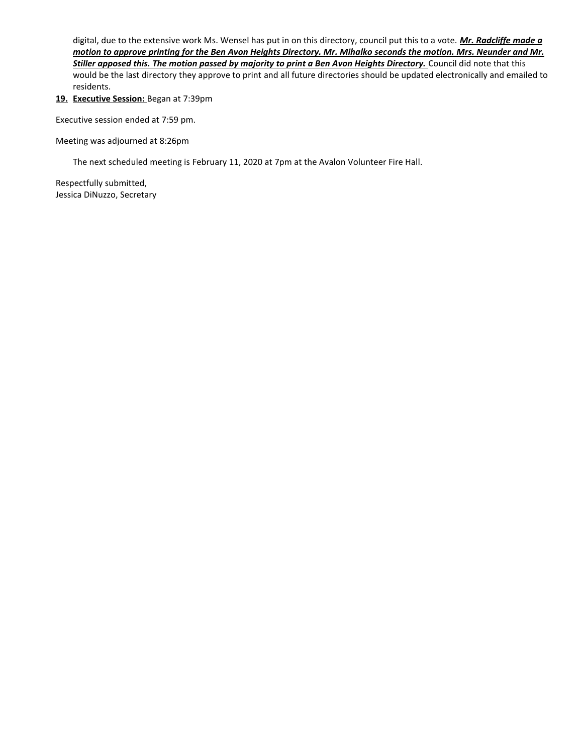digital, due to the extensive work Ms. Wensel has put in on this directory, council put this to a vote. ***Mr. Radcliffe made a motion to approve printing for the Ben Avon Heights Directory. Mr. Mihalko seconds the motion. Mrs. Neunder and Mr. Stiller apposed this. The motion passed by majority to print a Ben Avon Heights Directory.*** Council did note that this would be the last directory they approve to print and all future directories should be updated electronically and emailed to residents.

**19. Executive Session:** Began at 7:39pm

Executive session ended at 7:59 pm.

Meeting was adjourned at 8:26pm

The next scheduled meeting is February 11, 2020 at 7pm at the Avalon Volunteer Fire Hall.

Respectfully submitted,
Jessica DiNuzzo, Secretary